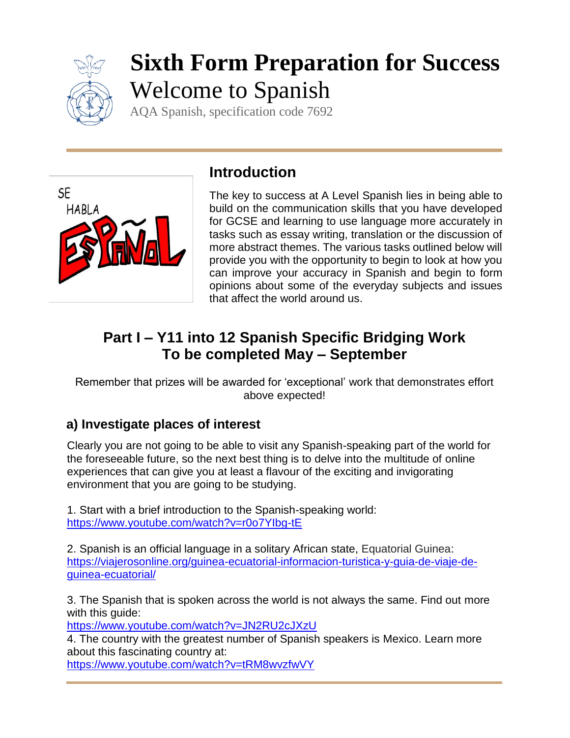# Sixth Form Preparation for Success

## Welcome to Spanish

AQA Spanish, specification code 7692

## Introduction

The key to success at A Level Spanish lies in being able to build on the communication skills that you have developed for GCSE and learning to use language more accurately in tasks such as essay writing, translation or the discussion of more abstract themes. The various tasks outlined below will provide you with the opportunity to begin to look at how you can improve your accuracy in Spanish and begin to form opinions about some of the everyday subjects and issues that affect the world around us.

## Part I – Y11 into 12 Spanish Specific Bridging Work
## To be completed May – September

Remember that prizes will be awarded for 'exceptional' work that demonstrates effort above expected!

### a) Investigate places of interest

Clearly you are not going to be able to visit any Spanish-speaking part of the world for the foreseeable future, so the next best thing is to delve into the multitude of online experiences that can give you at least a flavour of the exciting and invigorating environment that you are going to be studying.

1. Start with a brief introduction to the Spanish-speaking world:
https://www.youtube.com/watch?v=r0o7YIbg-tE

2. Spanish is an official language in a solitary African state, Equatorial Guinea:
https://viajerosonline.org/guinea-ecuatorial-informacion-turistica-y-guia-de-viaje-de-guinea-ecuatorial/

3. The Spanish that is spoken across the world is not always the same. Find out more with this guide:
https://www.youtube.com/watch?v=JN2RU2cJXzU

4. The country with the greatest number of Spanish speakers is Mexico. Learn more about this fascinating country at:
https://www.youtube.com/watch?v=tRM8wvzfwVY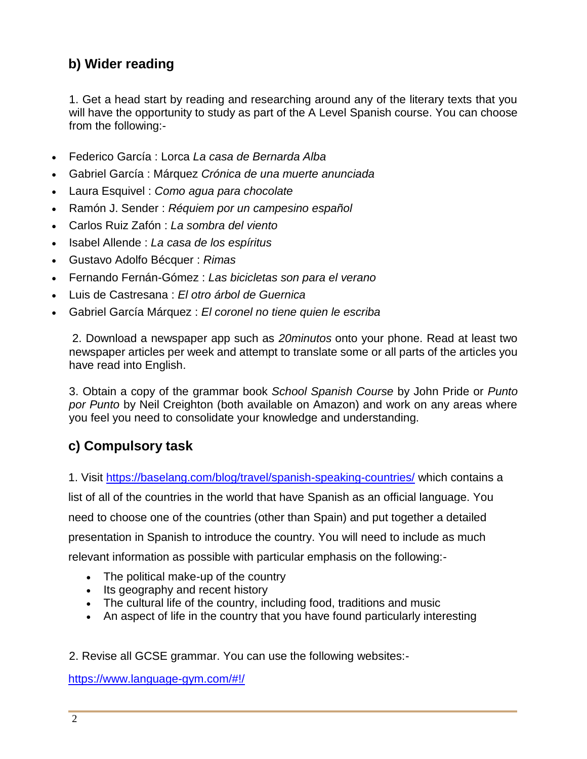## b) Wider reading

1. Get a head start by reading and researching around any of the literary texts that you will have the opportunity to study as part of the A Level Spanish course. You can choose from the following:-

- Federico García : Lorca *La casa de Bernarda Alba*
- Gabriel García : Márquez *Crónica de una muerte anunciada*
- Laura Esquivel : *Como agua para chocolate*
- Ramón J. Sender : *Réquiem por un campesino español*
- Carlos Ruiz Zafón : *La sombra del viento*
- Isabel Allende : *La casa de los espíritus*
- Gustavo Adolfo Bécquer : *Rimas*
- Fernando Fernán-Gómez : *Las bicicletas son para el verano*
- Luis de Castresana : *El otro árbol de Guernica*
- Gabriel García Márquez : *El coronel no tiene quien le escriba*

2. Download a newspaper app such as *20minutos* onto your phone. Read at least two newspaper articles per week and attempt to translate some or all parts of the articles you have read into English.

3. Obtain a copy of the grammar book *School Spanish Course* by John Pride or *Punto por Punto* by Neil Creighton (both available on Amazon) and work on any areas where you feel you need to consolidate your knowledge and understanding.

## c) Compulsory task

1. Visit [https://baselang.com/blog/travel/spanish-speaking-countries/](https://baselang.com/blog/travel/spanish-speaking-countries/) which contains a list of all of the countries in the world that have Spanish as an official language. You need to choose one of the countries (other than Spain) and put together a detailed presentation in Spanish to introduce the country. You will need to include as much relevant information as possible with particular emphasis on the following:-

- The political make-up of the country
- Its geography and recent history
- The cultural life of the country, including food, traditions and music
- An aspect of life in the country that you have found particularly interesting

2. Revise all GCSE grammar. You can use the following websites:-

[https://www.language-gym.com/#!/](https://www.language-gym.com/#!/)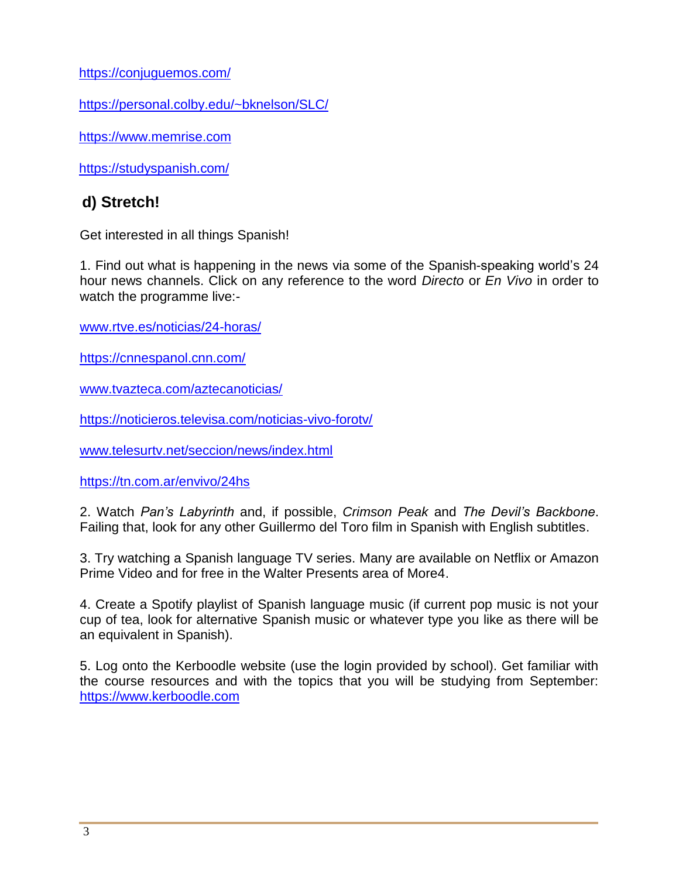https://conjuguemos.com/

https://personal.colby.edu/~bknelson/SLC/

https://www.memrise.com

https://studyspanish.com/

## d) Stretch!

Get interested in all things Spanish!

1. Find out what is happening in the news via some of the Spanish-speaking world's 24 hour news channels. Click on any reference to the word *Directo* or *En Vivo* in order to watch the programme live:-

www.rtve.es/noticias/24-horas/

https://cnnespanol.cnn.com/

www.tvazteca.com/aztecanoticias/

https://noticieros.televisa.com/noticias-vivo-forotv/

www.telesurtv.net/seccion/news/index.html

https://tn.com.ar/envivo/24hs

2. Watch *Pan's Labyrinth* and, if possible, *Crimson Peak* and *The Devil's Backbone*. Failing that, look for any other Guillermo del Toro film in Spanish with English subtitles.

3. Try watching a Spanish language TV series. Many are available on Netflix or Amazon Prime Video and for free in the Walter Presents area of More4.

4. Create a Spotify playlist of Spanish language music (if current pop music is not your cup of tea, look for alternative Spanish music or whatever type you like as there will be an equivalent in Spanish).

5. Log onto the Kerboodle website (use the login provided by school). Get familiar with the course resources and with the topics that you will be studying from September: https://www.kerboodle.com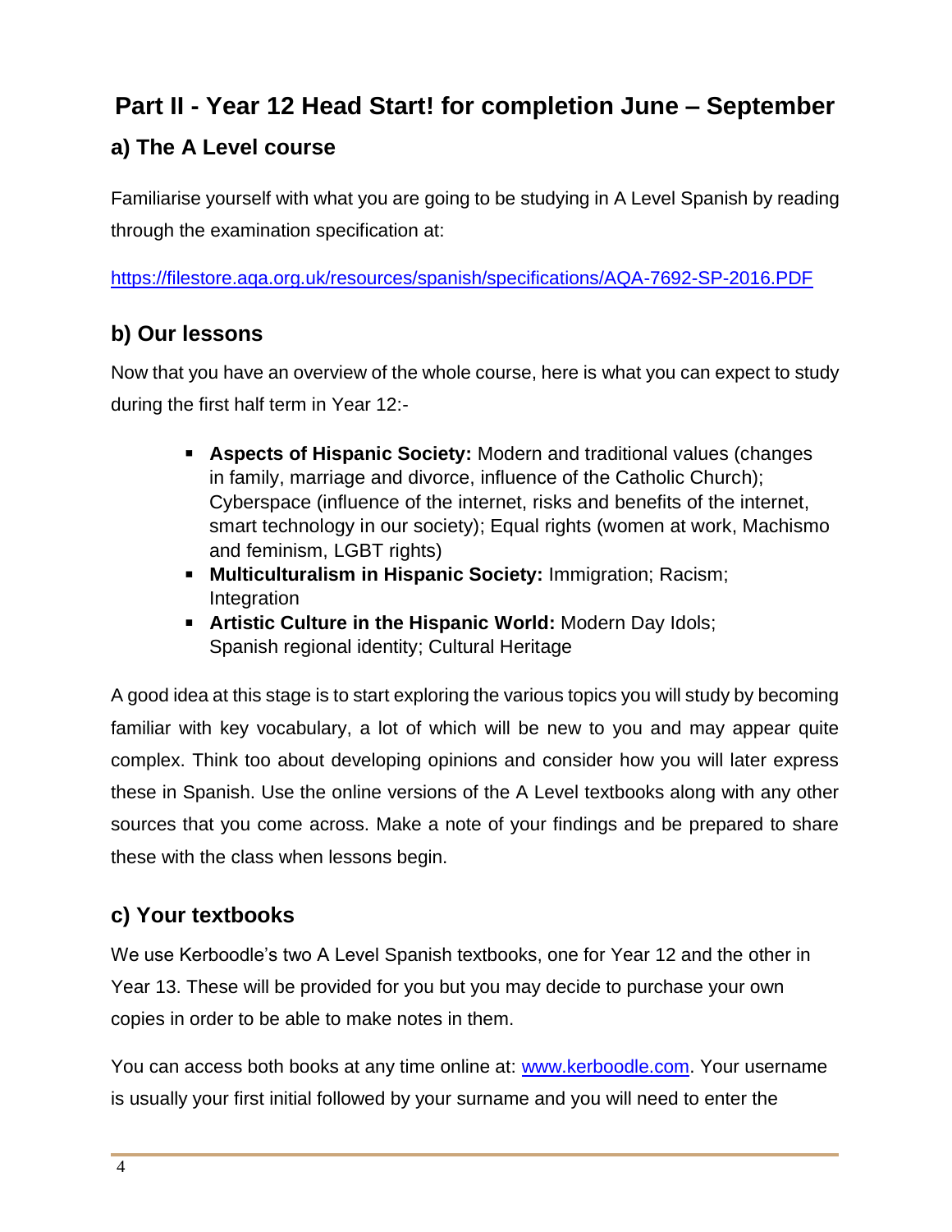## Part II - Year 12 Head Start! for completion June – September

### a) The A Level course

Familiarise yourself with what you are going to be studying in A Level Spanish by reading through the examination specification at:

https://filestore.aqa.org.uk/resources/spanish/specifications/AQA-7692-SP-2016.PDF

### b) Our lessons

Now that you have an overview of the whole course, here is what you can expect to study during the first half term in Year 12:-

- **Aspects of Hispanic Society:** Modern and traditional values (changes in family, marriage and divorce, influence of the Catholic Church); Cyberspace (influence of the internet, risks and benefits of the internet, smart technology in our society); Equal rights (women at work, Machismo and feminism, LGBT rights)
- **Multiculturalism in Hispanic Society:** Immigration; Racism; Integration
- **Artistic Culture in the Hispanic World:** Modern Day Idols; Spanish regional identity; Cultural Heritage

A good idea at this stage is to start exploring the various topics you will study by becoming familiar with key vocabulary, a lot of which will be new to you and may appear quite complex. Think too about developing opinions and consider how you will later express these in Spanish. Use the online versions of the A Level textbooks along with any other sources that you come across. Make a note of your findings and be prepared to share these with the class when lessons begin.

### c) Your textbooks

We use Kerboodle's two A Level Spanish textbooks, one for Year 12 and the other in Year 13. These will be provided for you but you may decide to purchase your own copies in order to be able to make notes in them.

You can access both books at any time online at: www.kerboodle.com. Your username is usually your first initial followed by your surname and you will need to enter the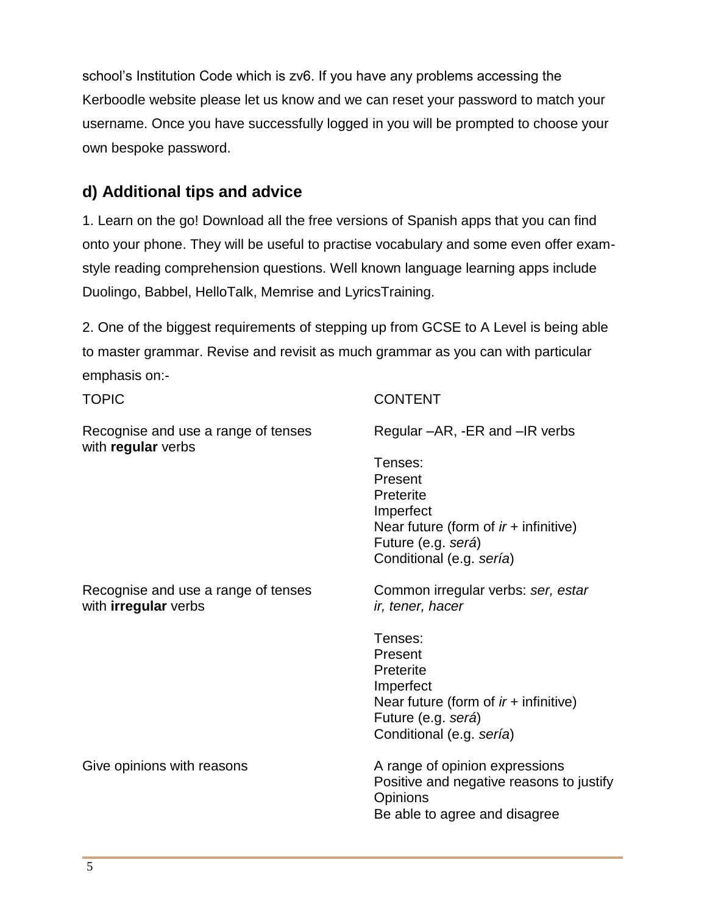school's Institution Code which is zv6. If you have any problems accessing the Kerboodle website please let us know and we can reset your password to match your username. Once you have successfully logged in you will be prompted to choose your own bespoke password.

## d) Additional tips and advice

1. Learn on the go! Download all the free versions of Spanish apps that you can find onto your phone. They will be useful to practise vocabulary and some even offer exam-style reading comprehension questions. Well known language learning apps include Duolingo, Babbel, HelloTalk, Memrise and LyricsTraining.

2. One of the biggest requirements of stepping up from GCSE to A Level is being able to master grammar. Revise and revisit as much grammar as you can with particular emphasis on:-

| TOPIC | CONTENT |
| --- | --- |
| Recognise and use a range of tenses with **regular** verbs | Regular –AR, -ER and –IR verbs<br><br>Tenses:<br>Present<br>Preterite<br>Imperfect<br>Near future (form of *ir* + infinitive)<br>Future (e.g. *será*)<br>Conditional (e.g. *sería*) |
| Recognise and use a range of tenses with **irregular** verbs | Common irregular verbs: *ser, estar ir, tener, hacer*<br><br>Tenses:<br>Present<br>Preterite<br>Imperfect<br>Near future (form of *ir* + infinitive)<br>Future (e.g. *será*)<br>Conditional (e.g. *sería*) |
| Give opinions with reasons | A range of opinion expressions<br>Positive and negative reasons to justify Opinions<br>Be able to agree and disagree |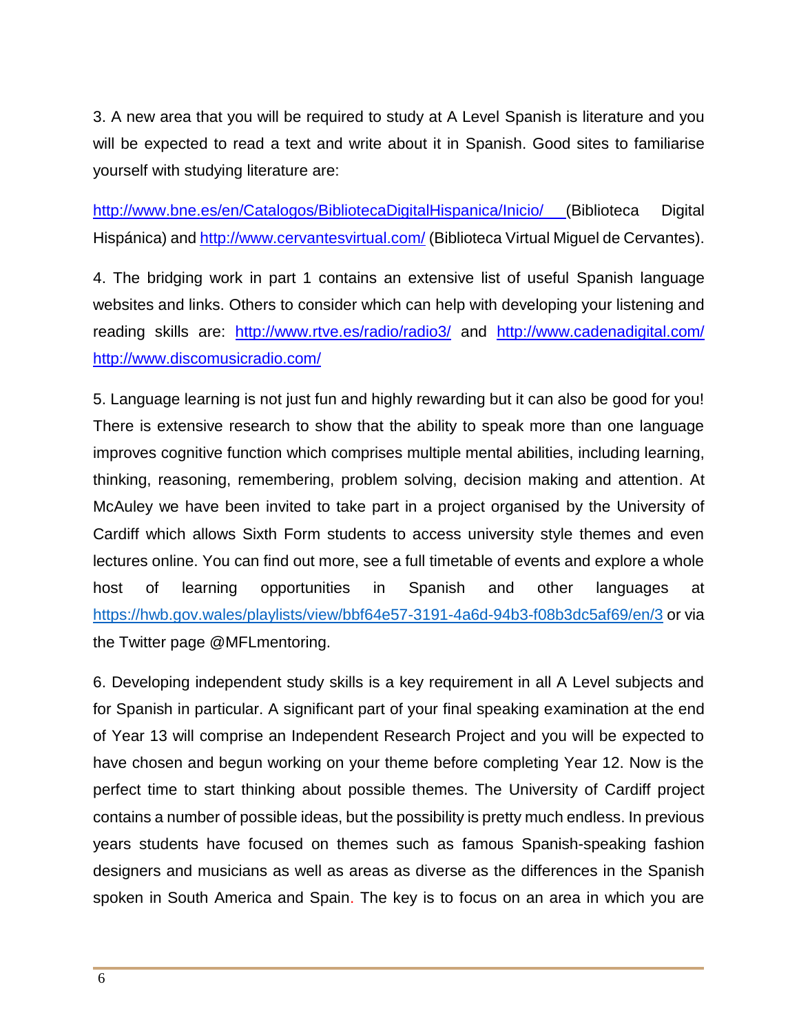3. A new area that you will be required to study at A Level Spanish is literature and you will be expected to read a text and write about it in Spanish. Good sites to familiarise yourself with studying literature are:

http://www.bne.es/en/Catalogos/BibliotecaDigitalHispanica/Inicio/ (Biblioteca Digital Hispánica) and http://www.cervantesvirtual.com/ (Biblioteca Virtual Miguel de Cervantes).

4. The bridging work in part 1 contains an extensive list of useful Spanish language websites and links. Others to consider which can help with developing your listening and reading skills are: http://www.rtve.es/radio/radio3/ and http://www.cadenadigital.com/ http://www.discomusicradio.com/

5. Language learning is not just fun and highly rewarding but it can also be good for you! There is extensive research to show that the ability to speak more than one language improves cognitive function which comprises multiple mental abilities, including learning, thinking, reasoning, remembering, problem solving, decision making and attention. At McAuley we have been invited to take part in a project organised by the University of Cardiff which allows Sixth Form students to access university style themes and even lectures online. You can find out more, see a full timetable of events and explore a whole host of learning opportunities in Spanish and other languages at https://hwb.gov.wales/playlists/view/bbf64e57-3191-4a6d-94b3-f08b3dc5af69/en/3 or via the Twitter page @MFLmentoring.

6. Developing independent study skills is a key requirement in all A Level subjects and for Spanish in particular. A significant part of your final speaking examination at the end of Year 13 will comprise an Independent Research Project and you will be expected to have chosen and begun working on your theme before completing Year 12. Now is the perfect time to start thinking about possible themes. The University of Cardiff project contains a number of possible ideas, but the possibility is pretty much endless. In previous years students have focused on themes such as famous Spanish-speaking fashion designers and musicians as well as areas as diverse as the differences in the Spanish spoken in South America and Spain. The key is to focus on an area in which you are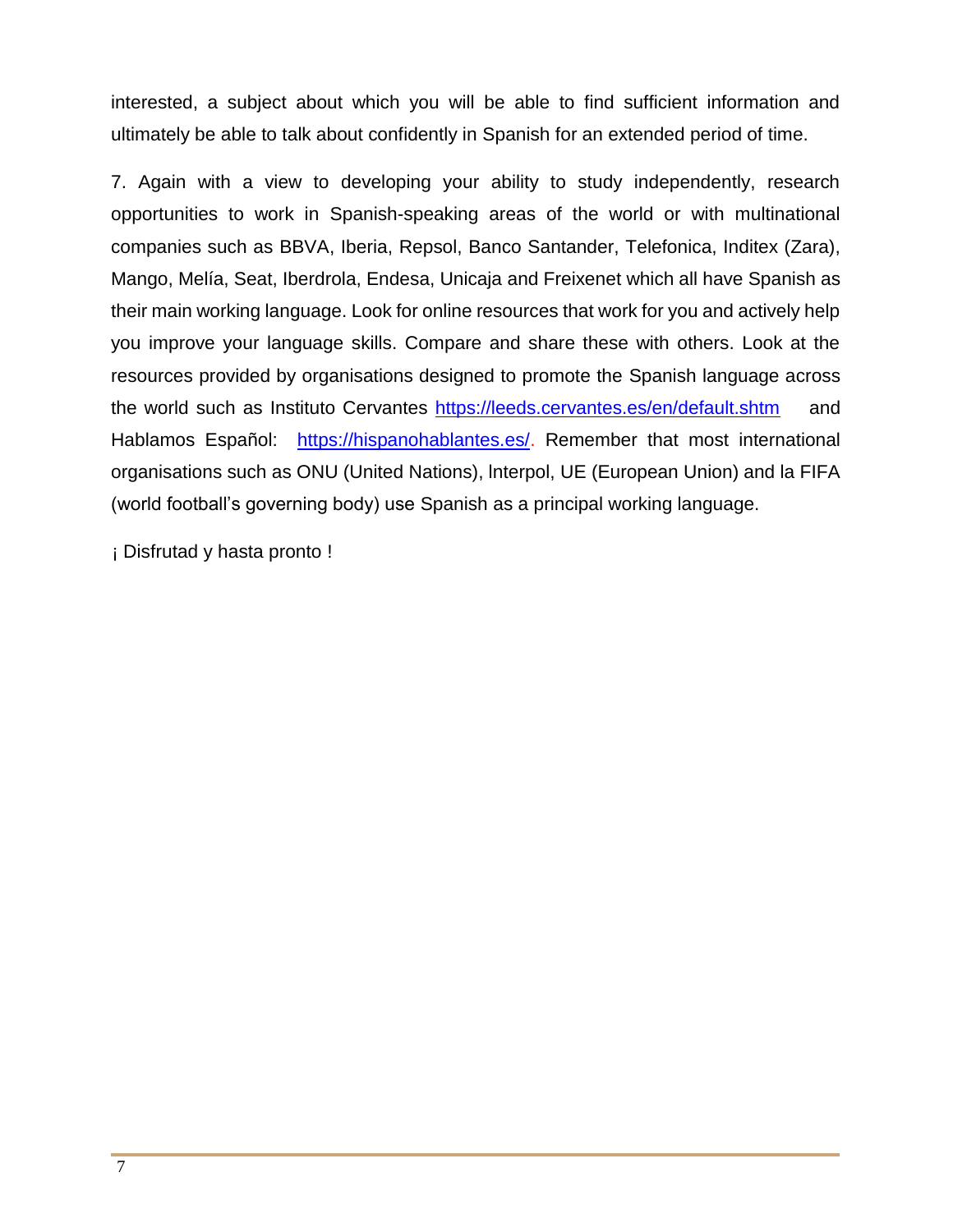interested, a subject about which you will be able to find sufficient information and ultimately be able to talk about confidently in Spanish for an extended period of time.

7. Again with a view to developing your ability to study independently, research opportunities to work in Spanish-speaking areas of the world or with multinational companies such as BBVA, Iberia, Repsol, Banco Santander, Telefonica, Inditex (Zara), Mango, Melía, Seat, Iberdrola, Endesa, Unicaja and Freixenet which all have Spanish as their main working language. Look for online resources that work for you and actively help you improve your language skills. Compare and share these with others. Look at the resources provided by organisations designed to promote the Spanish language across the world such as Instituto Cervantes https://leeds.cervantes.es/en/default.shtm and Hablamos Español: https://hispanohablantes.es/. Remember that most international organisations such as ONU (United Nations), Interpol, UE (European Union) and la FIFA (world football's governing body) use Spanish as a principal working language.

¡ Disfrutad y hasta pronto !